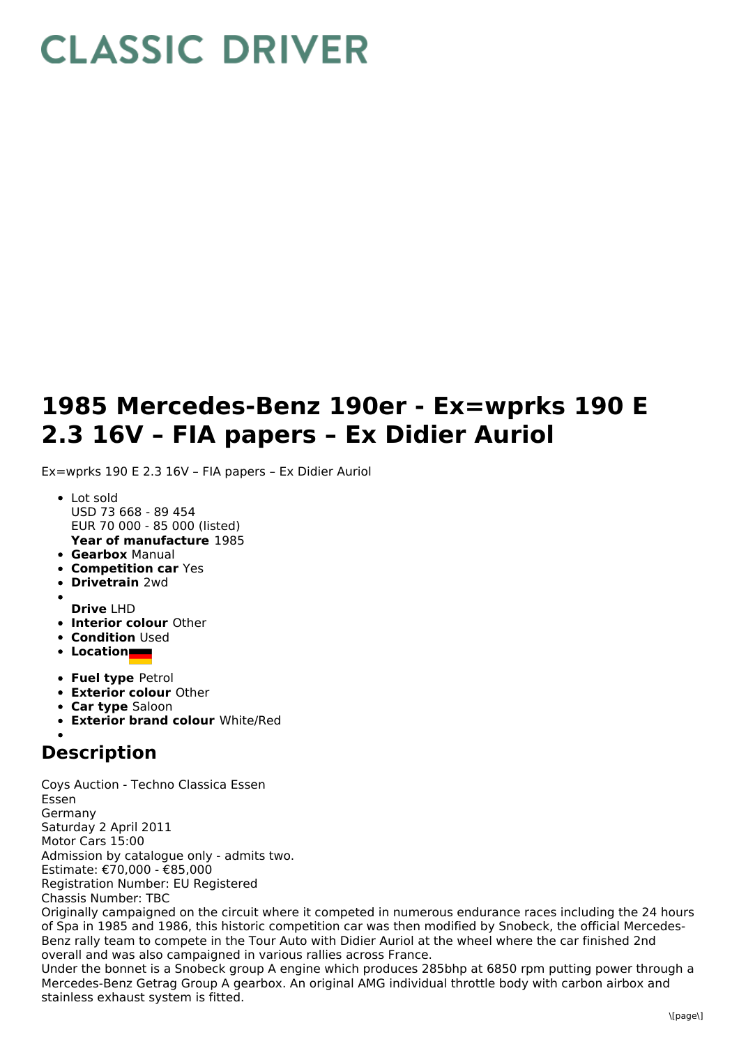# CLASSIC DRIVER

# 1985 Mercedes-Benz 190er - Ex=wprks 190 E 2.3 16V – FIA papers – Ex Didier Auriol

Ex=wprks 190 E 2.3 16V – FIA papers – Ex Didier Auriol

- Lot sold
  USD 73 668 - 89 454
  EUR 70 000 - 85 000 (listed)
  **Year of manufacture** 1985
- **Gearbox** Manual
- **Competition car** Yes
- **Drivetrain** 2wd
- 
  **Drive** LHD
- **Interior colour** Other
- **Condition** Used
- **Location**
- **Fuel type** Petrol
- **Exterior colour** Other
- **Car type** Saloon
- **Exterior brand colour** White/Red
- 

## Description

Coys Auction - Techno Classica Essen
Essen
Germany
Saturday 2 April 2011
Motor Cars 15:00
Admission by catalogue only - admits two.
Estimate: €70,000 - €85,000
Registration Number: EU Registered
Chassis Number: TBC
Originally campaigned on the circuit where it competed in numerous endurance races including the 24 hours of Spa in 1985 and 1986, this historic competition car was then modified by Snobeck, the official Mercedes-Benz rally team to compete in the Tour Auto with Didier Auriol at the wheel where the car finished 2nd overall and was also campaigned in various rallies across France.
Under the bonnet is a Snobeck group A engine which produces 285bhp at 6850 rpm putting power through a Mercedes-Benz Getrag Group A gearbox. An original AMG individual throttle body with carbon airbox and stainless exhaust system is fitted.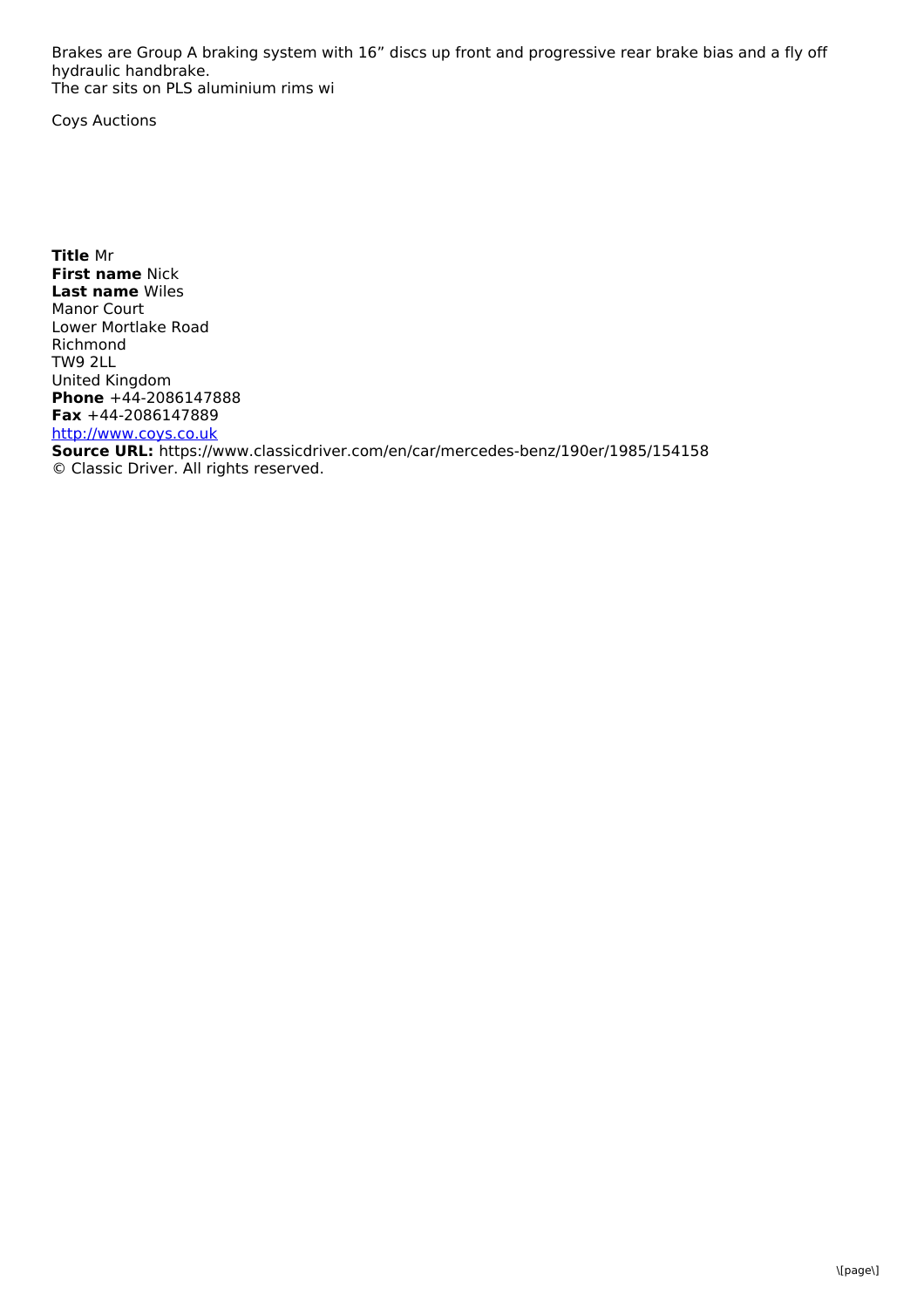Brakes are Group A braking system with 16” discs up front and progressive rear brake bias and a fly off hydraulic handbrake.
The car sits on PLS aluminium rims wi

Coys Auctions

**Title** Mr
**First name** Nick
**Last name** Wiles
Manor Court
Lower Mortlake Road
Richmond
TW9 2LL
United Kingdom
**Phone** +44-2086147888
**Fax** +44-2086147889
http://www.coys.co.uk
**Source URL:** https://www.classicdriver.com/en/car/mercedes-benz/190er/1985/154158
© Classic Driver. All rights reserved.